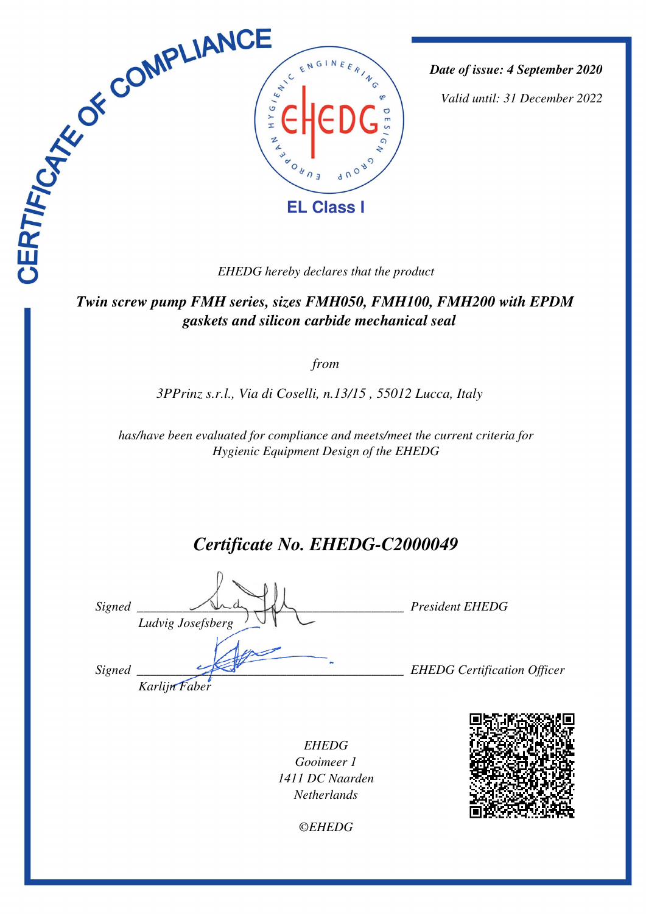# CERTIFICATE OF COMPLIANCE

EUROPEAN HYGIENIC ENGINEERING & DESIGN GROUP

EHEDG

**EL Class I**

***Date of issue: 4 September 2020***

*Valid until: 31 December 2022*

*EHEDG hereby declares that the product*

***Twin screw pump FMH series, sizes FMH050, FMH100, FMH200 with EPDM gaskets and silicon carbide mechanical seal***

*from*

*3PPrinz s.r.l., Via di Coselli, n.13/15 , 55012 Lucca, Italy*

*has/have been evaluated for compliance and meets/meet the current criteria for Hygienic Equipment Design of the EHEDG*

## *Certificate No. EHEDG-C2000049*

*Signed* ______________________________ *President EHEDG*
*Ludvig Josefsberg*

*Signed* ______________________________ *EHEDG Certification Officer*
*Karlijn Faber*

*EHEDG*
*Gooimeer 1*
*1411 DC Naarden*
*Netherlands*

*©EHEDG*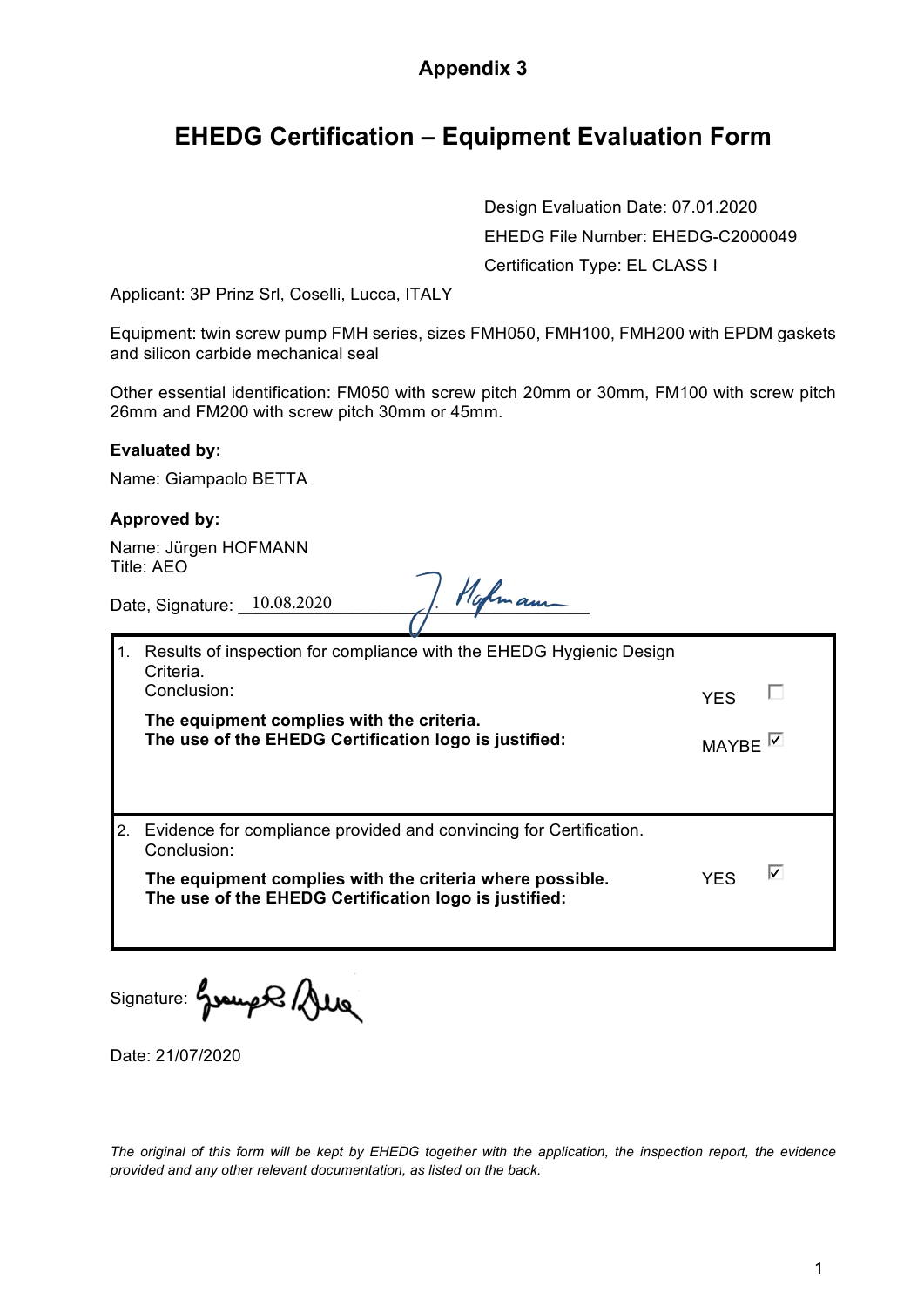**Appendix 3**

# EHEDG Certification – Equipment Evaluation Form

Design Evaluation Date: 07.01.2020

EHEDG File Number: EHEDG-C2000049

Certification Type: EL CLASS I

Applicant: 3P Prinz Srl, Coselli, Lucca, ITALY

Equipment: twin screw pump FMH series, sizes FMH050, FMH100, FMH200 with EPDM gaskets and silicon carbide mechanical seal

Other essential identification: FM050 with screw pitch 20mm or 30mm, FM100 with screw pitch 26mm and FM200 with screw pitch 30mm or 45mm.

**Evaluated by:**

Name: Giampaolo BETTA

**Approved by:**

Name: Jürgen HOFMANN
Title: AEO

Date, Signature: 10.08.2020 [signature]

| | |
|---|---|
| 1. Results of inspection for compliance with the EHEDG Hygienic Design Criteria.<br>Conclusion:<br>**The equipment complies with the criteria.<br>The use of the EHEDG Certification logo is justified:** | YES ☐<br>MAYBE ☑ |
| 2. Evidence for compliance provided and convincing for Certification.<br>Conclusion:<br>**The equipment complies with the criteria where possible.<br>The use of the EHEDG Certification logo is justified:** | YES ☑ |

Signature: [signature]

Date: 21/07/2020

*The original of this form will be kept by EHEDG together with the application, the inspection report, the evidence provided and any other relevant documentation, as listed on the back.*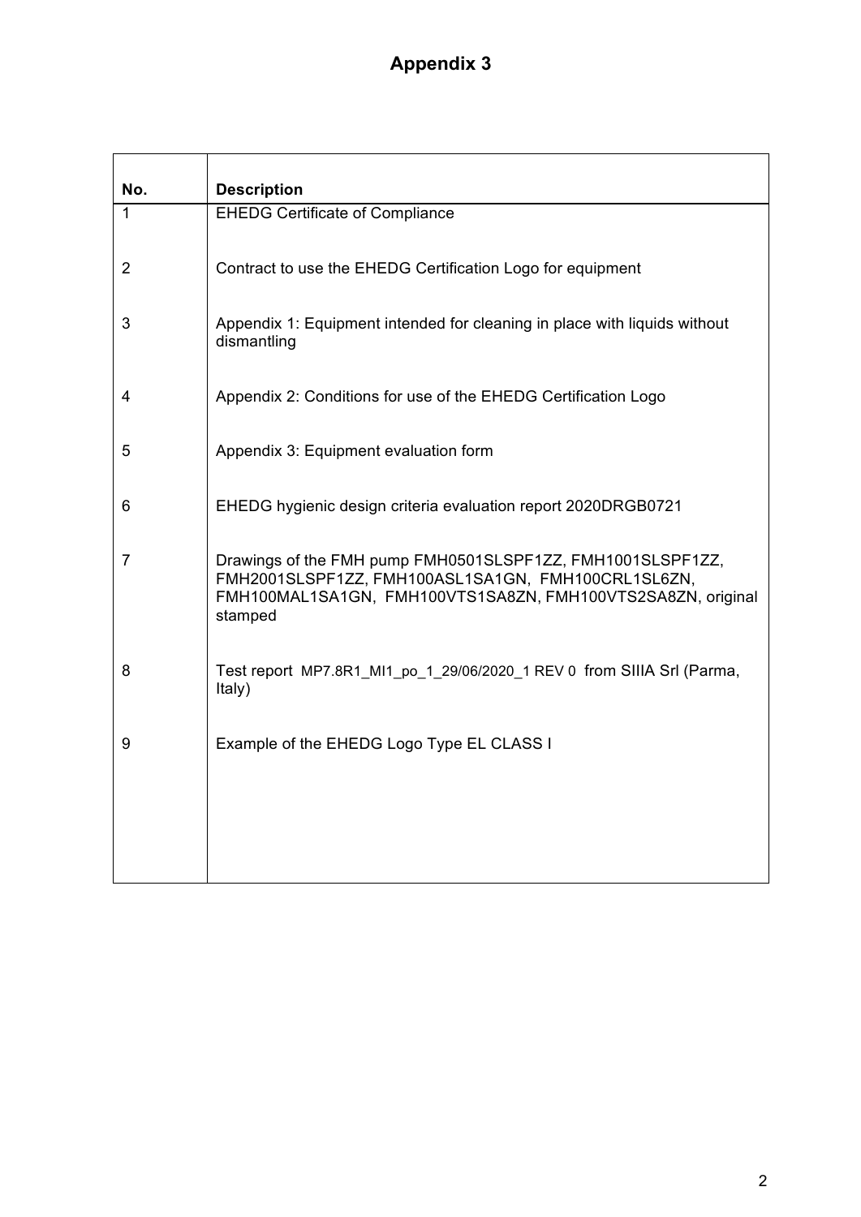# Appendix 3

| No. | Description |
|---|---|
| 1 | EHEDG Certificate of Compliance |
| 2 | Contract to use the EHEDG Certification Logo for equipment |
| 3 | Appendix 1: Equipment intended for cleaning in place with liquids without dismantling |
| 4 | Appendix 2: Conditions for use of the EHEDG Certification Logo |
| 5 | Appendix 3: Equipment evaluation form |
| 6 | EHEDG hygienic design criteria evaluation report 2020DRGB0721 |
| 7 | Drawings of the FMH pump FMH0501SLSPF1ZZ, FMH1001SLSPF1ZZ, FMH2001SLSPF1ZZ, FMH100ASL1SA1GN, FMH100CRL1SL6ZN, FMH100MAL1SA1GN, FMH100VTS1SA8ZN, FMH100VTS2SA8ZN, original stamped |
| 8 | Test report MP7.8R1_MI1_po_1_29/06/2020_1 REV 0 from SIIIA Srl (Parma, Italy) |
| 9 | Example of the EHEDG Logo Type EL CLASS I |